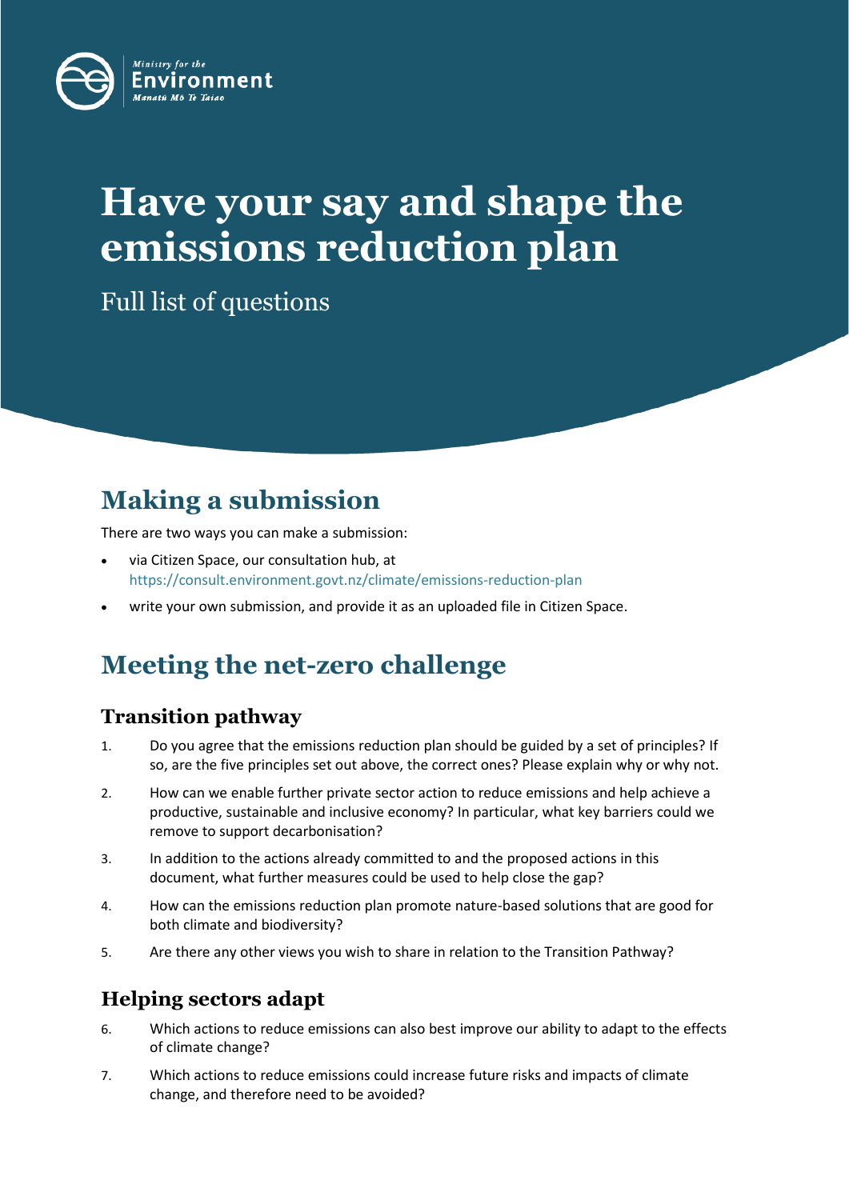Ministry for the Environment
Manatū Mō Te Taiao

# Have your say and shape the emissions reduction plan

Full list of questions

## Making a submission

There are two ways you can make a submission:

- via Citizen Space, our consultation hub, at https://consult.environment.govt.nz/climate/emissions-reduction-plan
- write your own submission, and provide it as an uploaded file in Citizen Space.

## Meeting the net-zero challenge

### Transition pathway

1. Do you agree that the emissions reduction plan should be guided by a set of principles? If so, are the five principles set out above, the correct ones? Please explain why or why not.
2. How can we enable further private sector action to reduce emissions and help achieve a productive, sustainable and inclusive economy? In particular, what key barriers could we remove to support decarbonisation?
3. In addition to the actions already committed to and the proposed actions in this document, what further measures could be used to help close the gap?
4. How can the emissions reduction plan promote nature-based solutions that are good for both climate and biodiversity?
5. Are there any other views you wish to share in relation to the Transition Pathway?

### Helping sectors adapt

6. Which actions to reduce emissions can also best improve our ability to adapt to the effects of climate change?
7. Which actions to reduce emissions could increase future risks and impacts of climate change, and therefore need to be avoided?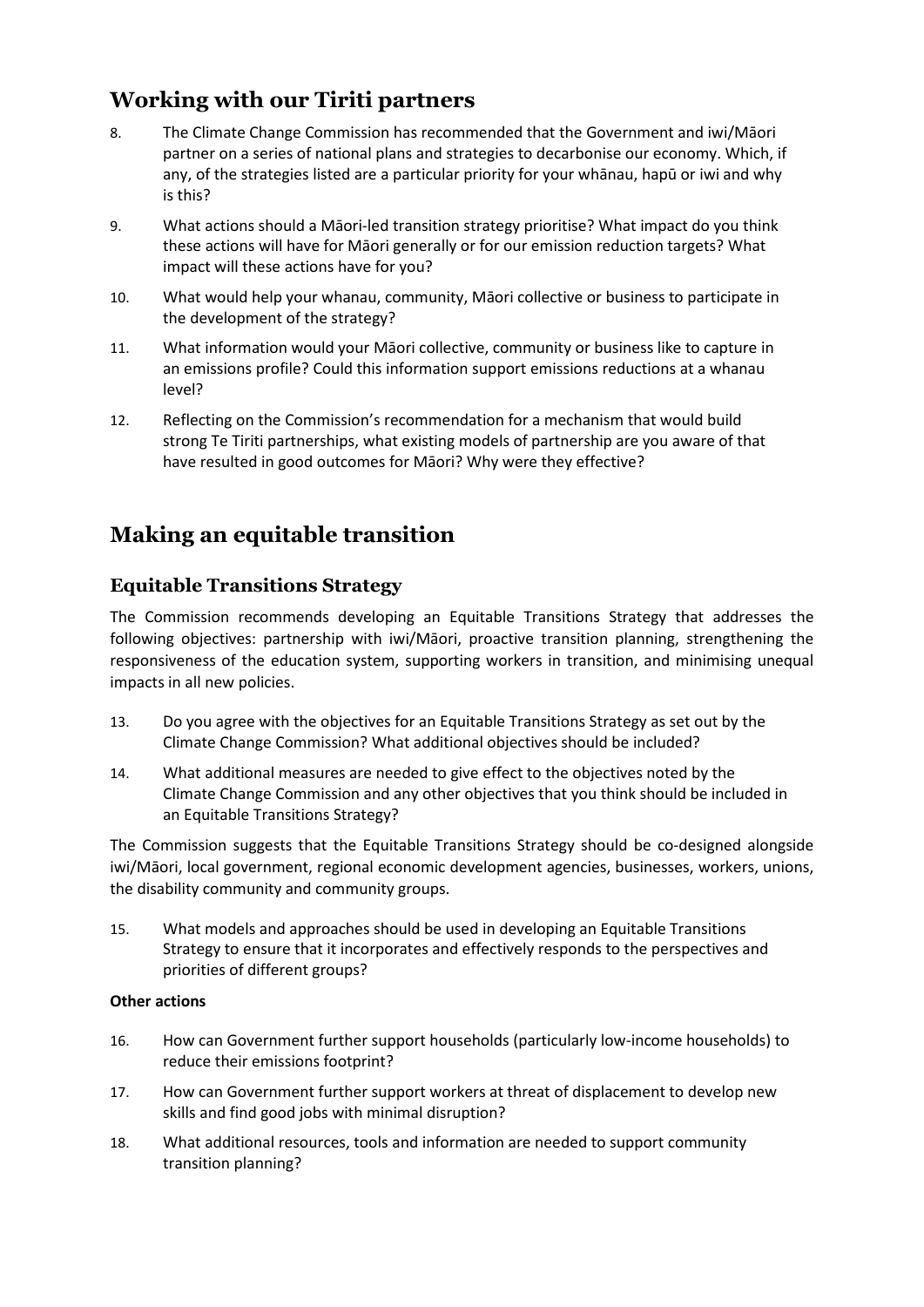## Working with our Tiriti partners

8. The Climate Change Commission has recommended that the Government and iwi/Māori partner on a series of national plans and strategies to decarbonise our economy. Which, if any, of the strategies listed are a particular priority for your whānau, hapū or iwi and why is this?
9. What actions should a Māori-led transition strategy prioritise? What impact do you think these actions will have for Māori generally or for our emission reduction targets? What impact will these actions have for you?
10. What would help your whanau, community, Māori collective or business to participate in the development of the strategy?
11. What information would your Māori collective, community or business like to capture in an emissions profile? Could this information support emissions reductions at a whanau level?
12. Reflecting on the Commission's recommendation for a mechanism that would build strong Te Tiriti partnerships, what existing models of partnership are you aware of that have resulted in good outcomes for Māori? Why were they effective?

## Making an equitable transition

### Equitable Transitions Strategy

The Commission recommends developing an Equitable Transitions Strategy that addresses the following objectives: partnership with iwi/Māori, proactive transition planning, strengthening the responsiveness of the education system, supporting workers in transition, and minimising unequal impacts in all new policies.

13. Do you agree with the objectives for an Equitable Transitions Strategy as set out by the Climate Change Commission? What additional objectives should be included?
14. What additional measures are needed to give effect to the objectives noted by the Climate Change Commission and any other objectives that you think should be included in an Equitable Transitions Strategy?

The Commission suggests that the Equitable Transitions Strategy should be co-designed alongside iwi/Māori, local government, regional economic development agencies, businesses, workers, unions, the disability community and community groups.

15. What models and approaches should be used in developing an Equitable Transitions Strategy to ensure that it incorporates and effectively responds to the perspectives and priorities of different groups?

**Other actions**

16. How can Government further support households (particularly low-income households) to reduce their emissions footprint?
17. How can Government further support workers at threat of displacement to develop new skills and find good jobs with minimal disruption?
18. What additional resources, tools and information are needed to support community transition planning?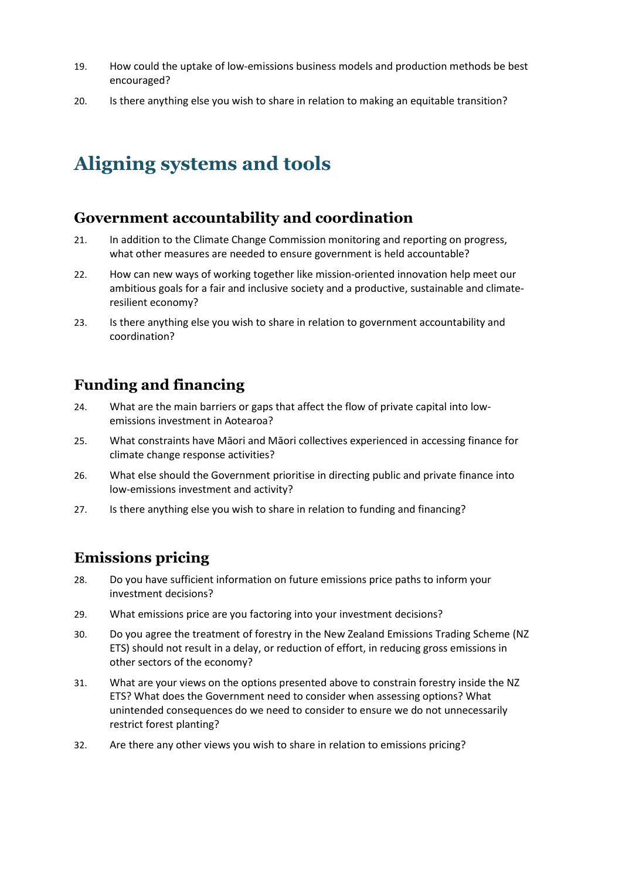19. How could the uptake of low-emissions business models and production methods be best encouraged?

20. Is there anything else you wish to share in relation to making an equitable transition?

# Aligning systems and tools

## Government accountability and coordination

21. In addition to the Climate Change Commission monitoring and reporting on progress, what other measures are needed to ensure government is held accountable?

22. How can new ways of working together like mission-oriented innovation help meet our ambitious goals for a fair and inclusive society and a productive, sustainable and climate-resilient economy?

23. Is there anything else you wish to share in relation to government accountability and coordination?

## Funding and financing

24. What are the main barriers or gaps that affect the flow of private capital into low-emissions investment in Aotearoa?

25. What constraints have Māori and Māori collectives experienced in accessing finance for climate change response activities?

26. What else should the Government prioritise in directing public and private finance into low-emissions investment and activity?

27. Is there anything else you wish to share in relation to funding and financing?

## Emissions pricing

28. Do you have sufficient information on future emissions price paths to inform your investment decisions?

29. What emissions price are you factoring into your investment decisions?

30. Do you agree the treatment of forestry in the New Zealand Emissions Trading Scheme (NZ ETS) should not result in a delay, or reduction of effort, in reducing gross emissions in other sectors of the economy?

31. What are your views on the options presented above to constrain forestry inside the NZ ETS? What does the Government need to consider when assessing options? What unintended consequences do we need to consider to ensure we do not unnecessarily restrict forest planting?

32. Are there any other views you wish to share in relation to emissions pricing?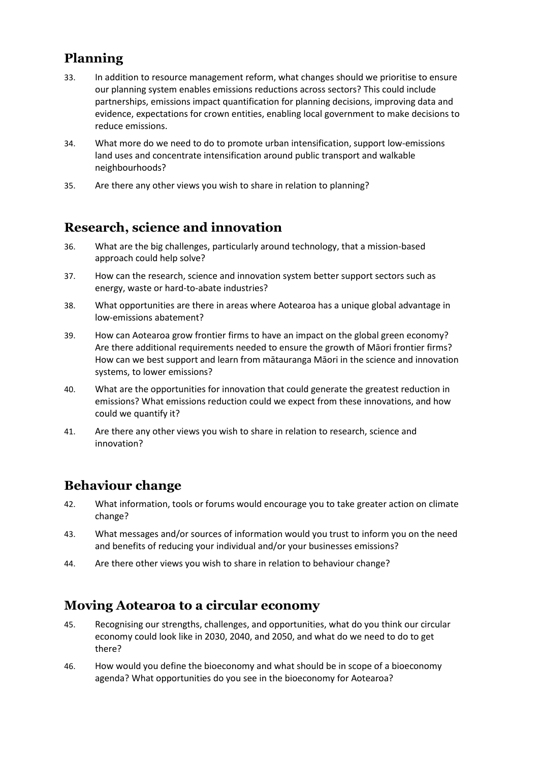## Planning

33. In addition to resource management reform, what changes should we prioritise to ensure our planning system enables emissions reductions across sectors? This could include partnerships, emissions impact quantification for planning decisions, improving data and evidence, expectations for crown entities, enabling local government to make decisions to reduce emissions.

34. What more do we need to do to promote urban intensification, support low-emissions land uses and concentrate intensification around public transport and walkable neighbourhoods?

35. Are there any other views you wish to share in relation to planning?

## Research, science and innovation

36. What are the big challenges, particularly around technology, that a mission-based approach could help solve?

37. How can the research, science and innovation system better support sectors such as energy, waste or hard-to-abate industries?

38. What opportunities are there in areas where Aotearoa has a unique global advantage in low-emissions abatement?

39. How can Aotearoa grow frontier firms to have an impact on the global green economy? Are there additional requirements needed to ensure the growth of Māori frontier firms? How can we best support and learn from mātauranga Māori in the science and innovation systems, to lower emissions?

40. What are the opportunities for innovation that could generate the greatest reduction in emissions? What emissions reduction could we expect from these innovations, and how could we quantify it?

41. Are there any other views you wish to share in relation to research, science and innovation?

## Behaviour change

42. What information, tools or forums would encourage you to take greater action on climate change?

43. What messages and/or sources of information would you trust to inform you on the need and benefits of reducing your individual and/or your businesses emissions?

44. Are there other views you wish to share in relation to behaviour change?

## Moving Aotearoa to a circular economy

45. Recognising our strengths, challenges, and opportunities, what do you think our circular economy could look like in 2030, 2040, and 2050, and what do we need to do to get there?

46. How would you define the bioeconomy and what should be in scope of a bioeconomy agenda? What opportunities do you see in the bioeconomy for Aotearoa?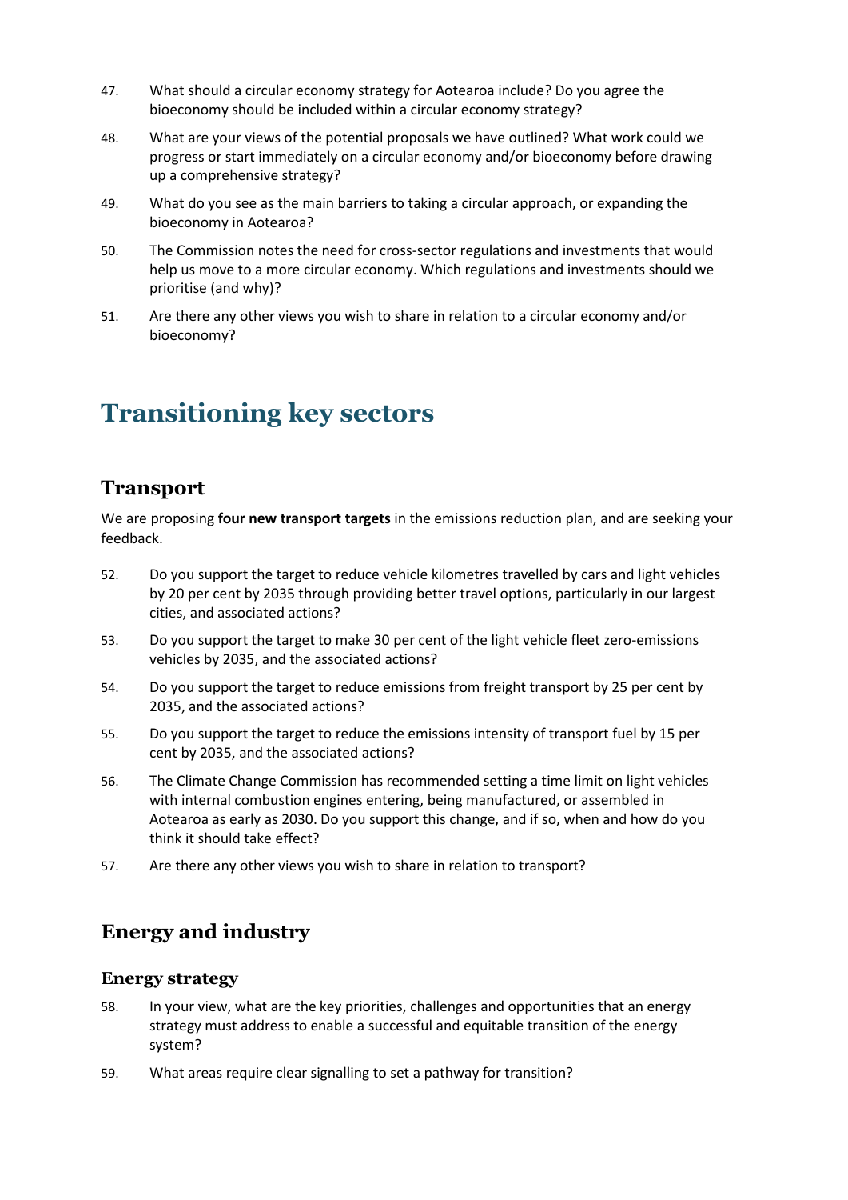47. What should a circular economy strategy for Aotearoa include? Do you agree the bioeconomy should be included within a circular economy strategy?

48. What are your views of the potential proposals we have outlined? What work could we progress or start immediately on a circular economy and/or bioeconomy before drawing up a comprehensive strategy?

49. What do you see as the main barriers to taking a circular approach, or expanding the bioeconomy in Aotearoa?

50. The Commission notes the need for cross-sector regulations and investments that would help us move to a more circular economy. Which regulations and investments should we prioritise (and why)?

51. Are there any other views you wish to share in relation to a circular economy and/or bioeconomy?

# Transitioning key sectors

## Transport

We are proposing **four new transport targets** in the emissions reduction plan, and are seeking your feedback.

52. Do you support the target to reduce vehicle kilometres travelled by cars and light vehicles by 20 per cent by 2035 through providing better travel options, particularly in our largest cities, and associated actions?

53. Do you support the target to make 30 per cent of the light vehicle fleet zero-emissions vehicles by 2035, and the associated actions?

54. Do you support the target to reduce emissions from freight transport by 25 per cent by 2035, and the associated actions?

55. Do you support the target to reduce the emissions intensity of transport fuel by 15 per cent by 2035, and the associated actions?

56. The Climate Change Commission has recommended setting a time limit on light vehicles with internal combustion engines entering, being manufactured, or assembled in Aotearoa as early as 2030. Do you support this change, and if so, when and how do you think it should take effect?

57. Are there any other views you wish to share in relation to transport?

## Energy and industry

### Energy strategy

58. In your view, what are the key priorities, challenges and opportunities that an energy strategy must address to enable a successful and equitable transition of the energy system?

59. What areas require clear signalling to set a pathway for transition?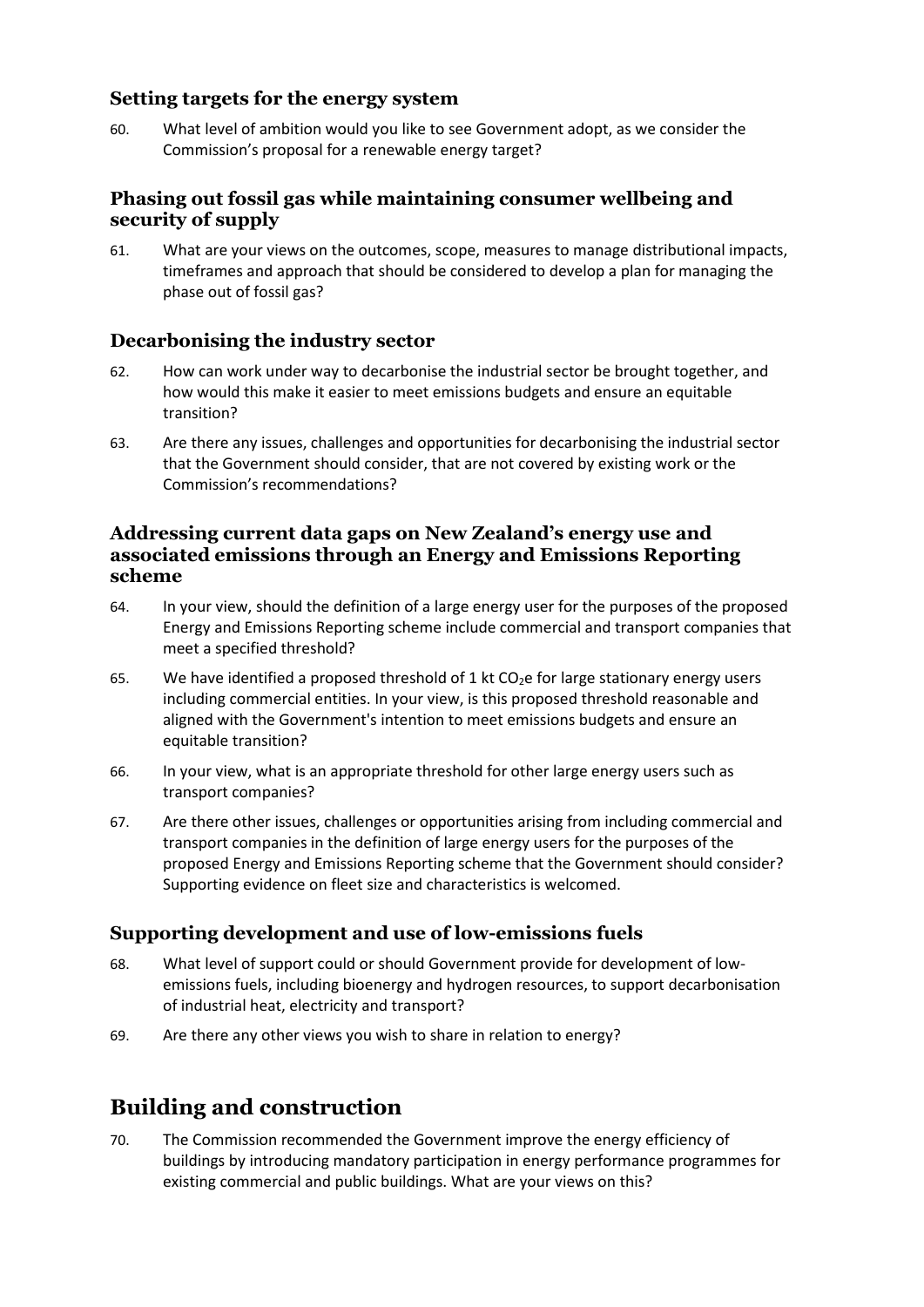### Setting targets for the energy system

60. What level of ambition would you like to see Government adopt, as we consider the Commission's proposal for a renewable energy target?

### Phasing out fossil gas while maintaining consumer wellbeing and security of supply

61. What are your views on the outcomes, scope, measures to manage distributional impacts, timeframes and approach that should be considered to develop a plan for managing the phase out of fossil gas?

### Decarbonising the industry sector

62. How can work under way to decarbonise the industrial sector be brought together, and how would this make it easier to meet emissions budgets and ensure an equitable transition?

63. Are there any issues, challenges and opportunities for decarbonising the industrial sector that the Government should consider, that are not covered by existing work or the Commission's recommendations?

### Addressing current data gaps on New Zealand's energy use and associated emissions through an Energy and Emissions Reporting scheme

64. In your view, should the definition of a large energy user for the purposes of the proposed Energy and Emissions Reporting scheme include commercial and transport companies that meet a specified threshold?

65. We have identified a proposed threshold of 1 kt $CO_2e$ for large stationary energy users including commercial entities. In your view, is this proposed threshold reasonable and aligned with the Government's intention to meet emissions budgets and ensure an equitable transition?

66. In your view, what is an appropriate threshold for other large energy users such as transport companies?

67. Are there other issues, challenges or opportunities arising from including commercial and transport companies in the definition of large energy users for the purposes of the proposed Energy and Emissions Reporting scheme that the Government should consider? Supporting evidence on fleet size and characteristics is welcomed.

### Supporting development and use of low-emissions fuels

68. What level of support could or should Government provide for development of low-emissions fuels, including bioenergy and hydrogen resources, to support decarbonisation of industrial heat, electricity and transport?

69. Are there any other views you wish to share in relation to energy?

## Building and construction

70. The Commission recommended the Government improve the energy efficiency of buildings by introducing mandatory participation in energy performance programmes for existing commercial and public buildings. What are your views on this?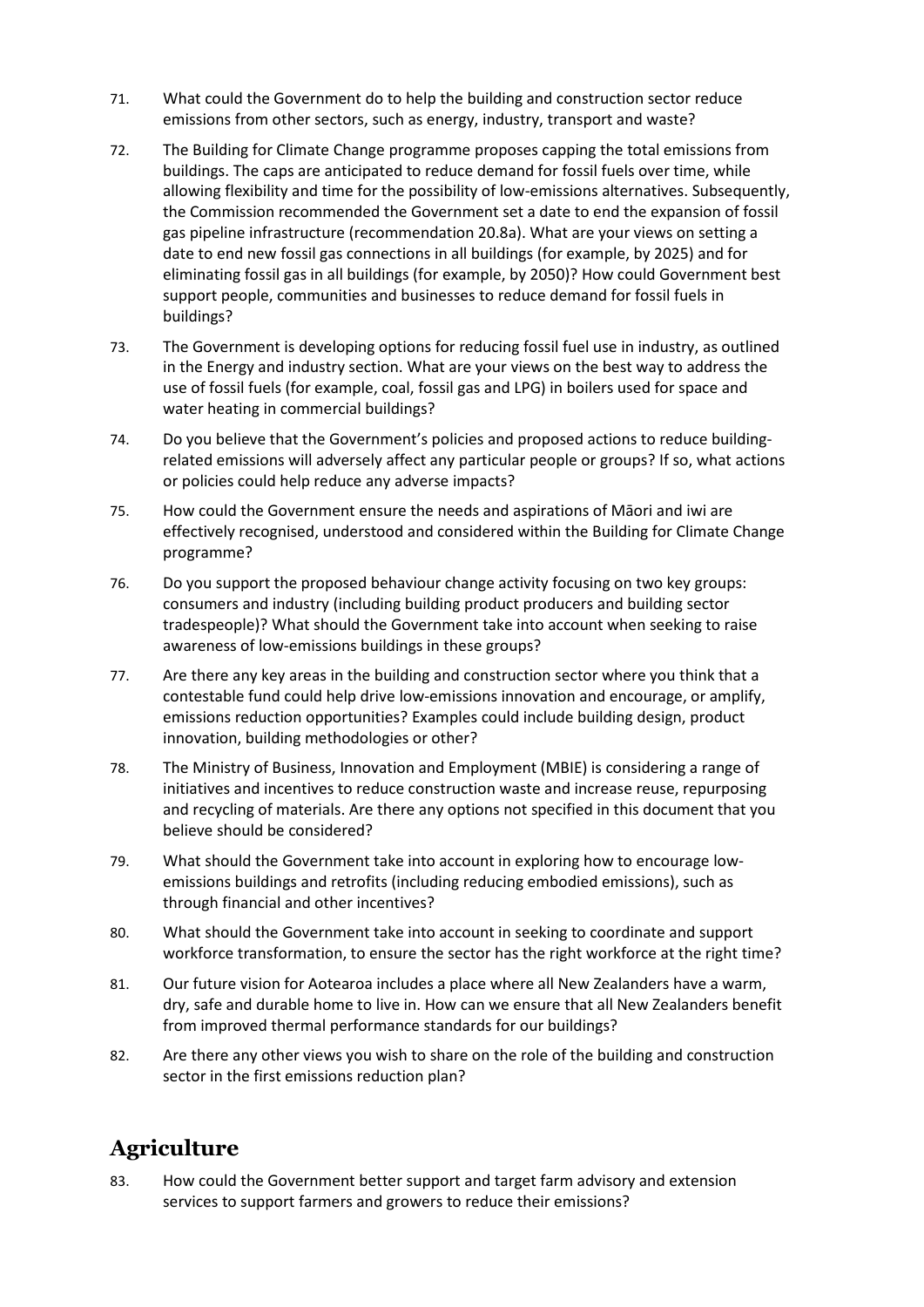71. What could the Government do to help the building and construction sector reduce emissions from other sectors, such as energy, industry, transport and waste?

72. The Building for Climate Change programme proposes capping the total emissions from buildings. The caps are anticipated to reduce demand for fossil fuels over time, while allowing flexibility and time for the possibility of low-emissions alternatives. Subsequently, the Commission recommended the Government set a date to end the expansion of fossil gas pipeline infrastructure (recommendation 20.8a). What are your views on setting a date to end new fossil gas connections in all buildings (for example, by 2025) and for eliminating fossil gas in all buildings (for example, by 2050)? How could Government best support people, communities and businesses to reduce demand for fossil fuels in buildings?

73. The Government is developing options for reducing fossil fuel use in industry, as outlined in the Energy and industry section. What are your views on the best way to address the use of fossil fuels (for example, coal, fossil gas and LPG) in boilers used for space and water heating in commercial buildings?

74. Do you believe that the Government's policies and proposed actions to reduce building-related emissions will adversely affect any particular people or groups? If so, what actions or policies could help reduce any adverse impacts?

75. How could the Government ensure the needs and aspirations of Māori and iwi are effectively recognised, understood and considered within the Building for Climate Change programme?

76. Do you support the proposed behaviour change activity focusing on two key groups: consumers and industry (including building product producers and building sector tradespeople)? What should the Government take into account when seeking to raise awareness of low-emissions buildings in these groups?

77. Are there any key areas in the building and construction sector where you think that a contestable fund could help drive low-emissions innovation and encourage, or amplify, emissions reduction opportunities? Examples could include building design, product innovation, building methodologies or other?

78. The Ministry of Business, Innovation and Employment (MBIE) is considering a range of initiatives and incentives to reduce construction waste and increase reuse, repurposing and recycling of materials. Are there any options not specified in this document that you believe should be considered?

79. What should the Government take into account in exploring how to encourage low-emissions buildings and retrofits (including reducing embodied emissions), such as through financial and other incentives?

80. What should the Government take into account in seeking to coordinate and support workforce transformation, to ensure the sector has the right workforce at the right time?

81. Our future vision for Aotearoa includes a place where all New Zealanders have a warm, dry, safe and durable home to live in. How can we ensure that all New Zealanders benefit from improved thermal performance standards for our buildings?

82. Are there any other views you wish to share on the role of the building and construction sector in the first emissions reduction plan?

## Agriculture

83. How could the Government better support and target farm advisory and extension services to support farmers and growers to reduce their emissions?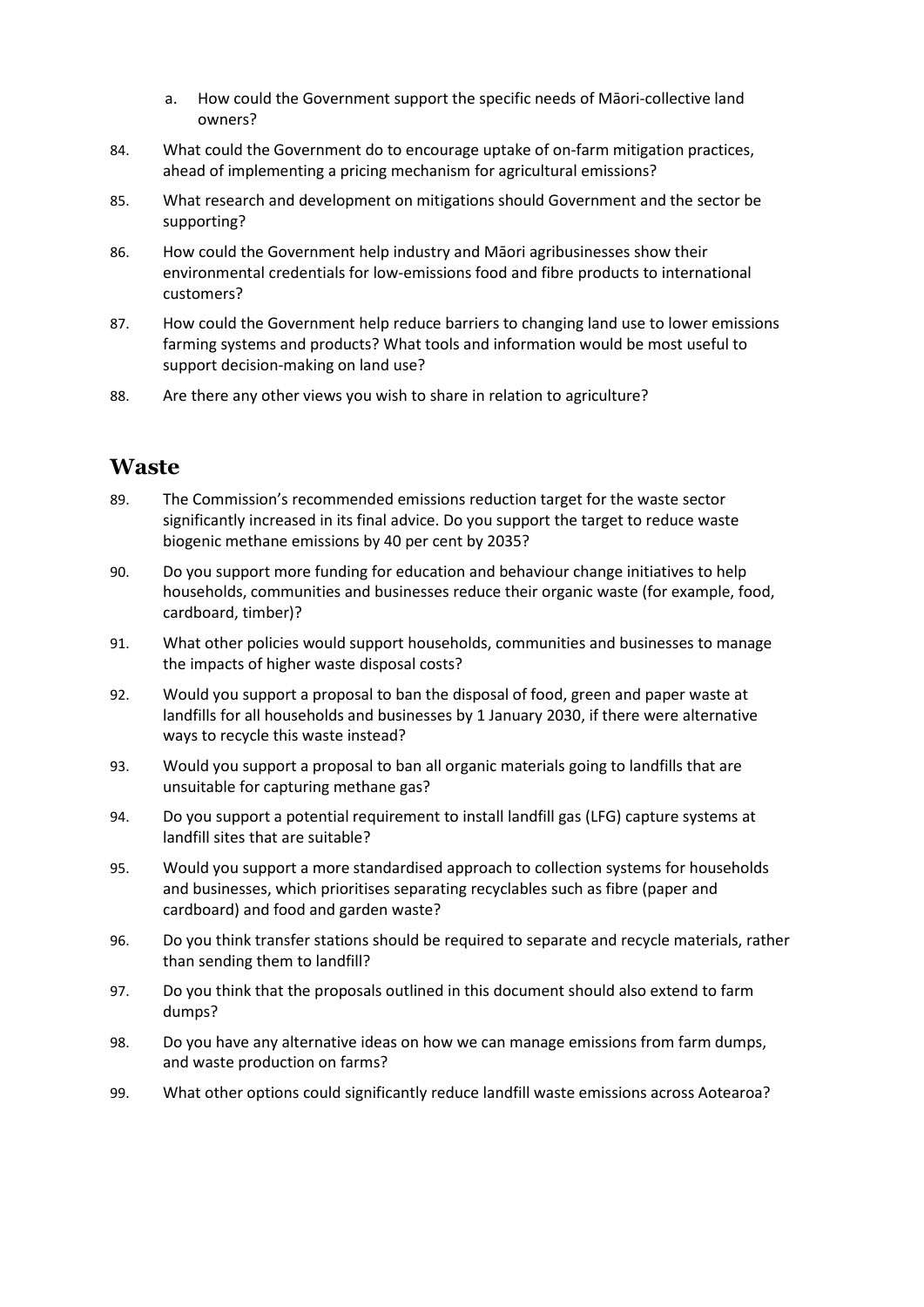a. How could the Government support the specific needs of Māori-collective land owners?

84. What could the Government do to encourage uptake of on-farm mitigation practices, ahead of implementing a pricing mechanism for agricultural emissions?

85. What research and development on mitigations should Government and the sector be supporting?

86. How could the Government help industry and Māori agribusinesses show their environmental credentials for low-emissions food and fibre products to international customers?

87. How could the Government help reduce barriers to changing land use to lower emissions farming systems and products? What tools and information would be most useful to support decision-making on land use?

88. Are there any other views you wish to share in relation to agriculture?

## Waste

89. The Commission's recommended emissions reduction target for the waste sector significantly increased in its final advice. Do you support the target to reduce waste biogenic methane emissions by 40 per cent by 2035?

90. Do you support more funding for education and behaviour change initiatives to help households, communities and businesses reduce their organic waste (for example, food, cardboard, timber)?

91. What other policies would support households, communities and businesses to manage the impacts of higher waste disposal costs?

92. Would you support a proposal to ban the disposal of food, green and paper waste at landfills for all households and businesses by 1 January 2030, if there were alternative ways to recycle this waste instead?

93. Would you support a proposal to ban all organic materials going to landfills that are unsuitable for capturing methane gas?

94. Do you support a potential requirement to install landfill gas (LFG) capture systems at landfill sites that are suitable?

95. Would you support a more standardised approach to collection systems for households and businesses, which prioritises separating recyclables such as fibre (paper and cardboard) and food and garden waste?

96. Do you think transfer stations should be required to separate and recycle materials, rather than sending them to landfill?

97. Do you think that the proposals outlined in this document should also extend to farm dumps?

98. Do you have any alternative ideas on how we can manage emissions from farm dumps, and waste production on farms?

99. What other options could significantly reduce landfill waste emissions across Aotearoa?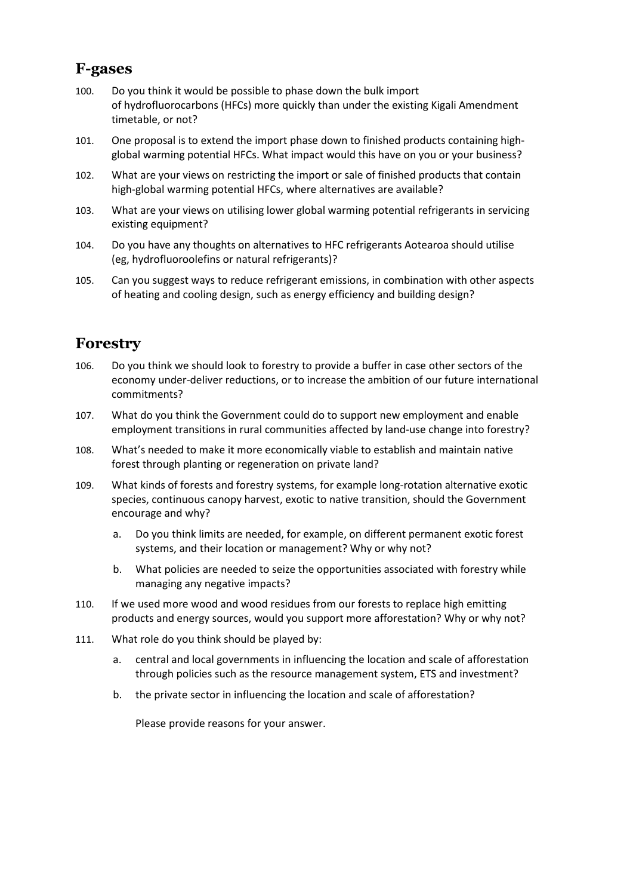## F-gases

100. Do you think it would be possible to phase down the bulk import of hydrofluorocarbons (HFCs) more quickly than under the existing Kigali Amendment timetable, or not?

101. One proposal is to extend the import phase down to finished products containing high-global warming potential HFCs. What impact would this have on you or your business?

102. What are your views on restricting the import or sale of finished products that contain high-global warming potential HFCs, where alternatives are available?

103. What are your views on utilising lower global warming potential refrigerants in servicing existing equipment?

104. Do you have any thoughts on alternatives to HFC refrigerants Aotearoa should utilise (eg, hydrofluoroolefins or natural refrigerants)?

105. Can you suggest ways to reduce refrigerant emissions, in combination with other aspects of heating and cooling design, such as energy efficiency and building design?

## Forestry

106. Do you think we should look to forestry to provide a buffer in case other sectors of the economy under-deliver reductions, or to increase the ambition of our future international commitments?

107. What do you think the Government could do to support new employment and enable employment transitions in rural communities affected by land-use change into forestry?

108. What's needed to make it more economically viable to establish and maintain native forest through planting or regeneration on private land?

109. What kinds of forests and forestry systems, for example long-rotation alternative exotic species, continuous canopy harvest, exotic to native transition, should the Government encourage and why?

    a. Do you think limits are needed, for example, on different permanent exotic forest systems, and their location or management? Why or why not?

    b. What policies are needed to seize the opportunities associated with forestry while managing any negative impacts?

110. If we used more wood and wood residues from our forests to replace high emitting products and energy sources, would you support more afforestation? Why or why not?

111. What role do you think should be played by:

    a. central and local governments in influencing the location and scale of afforestation through policies such as the resource management system, ETS and investment?

    b. the private sector in influencing the location and scale of afforestation?

    Please provide reasons for your answer.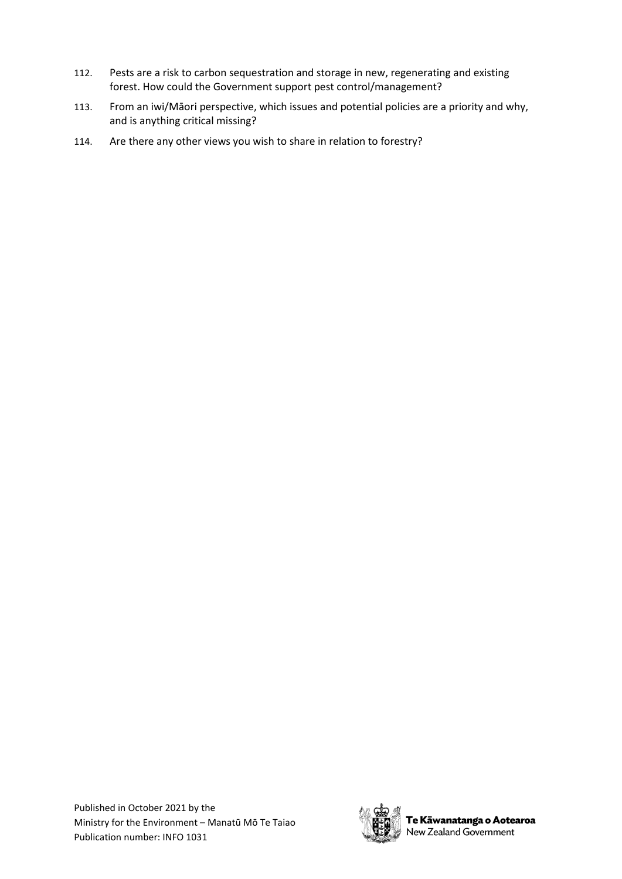112. Pests are a risk to carbon sequestration and storage in new, regenerating and existing forest. How could the Government support pest control/management?
113. From an iwi/Māori perspective, which issues and potential policies are a priority and why, and is anything critical missing?
114. Are there any other views you wish to share in relation to forestry?

Published in October 2021 by the
Ministry for the Environment – Manatū Mō Te Taiao
Publication number: INFO 1031

Te Kāwanatanga o Aotearoa
New Zealand Government